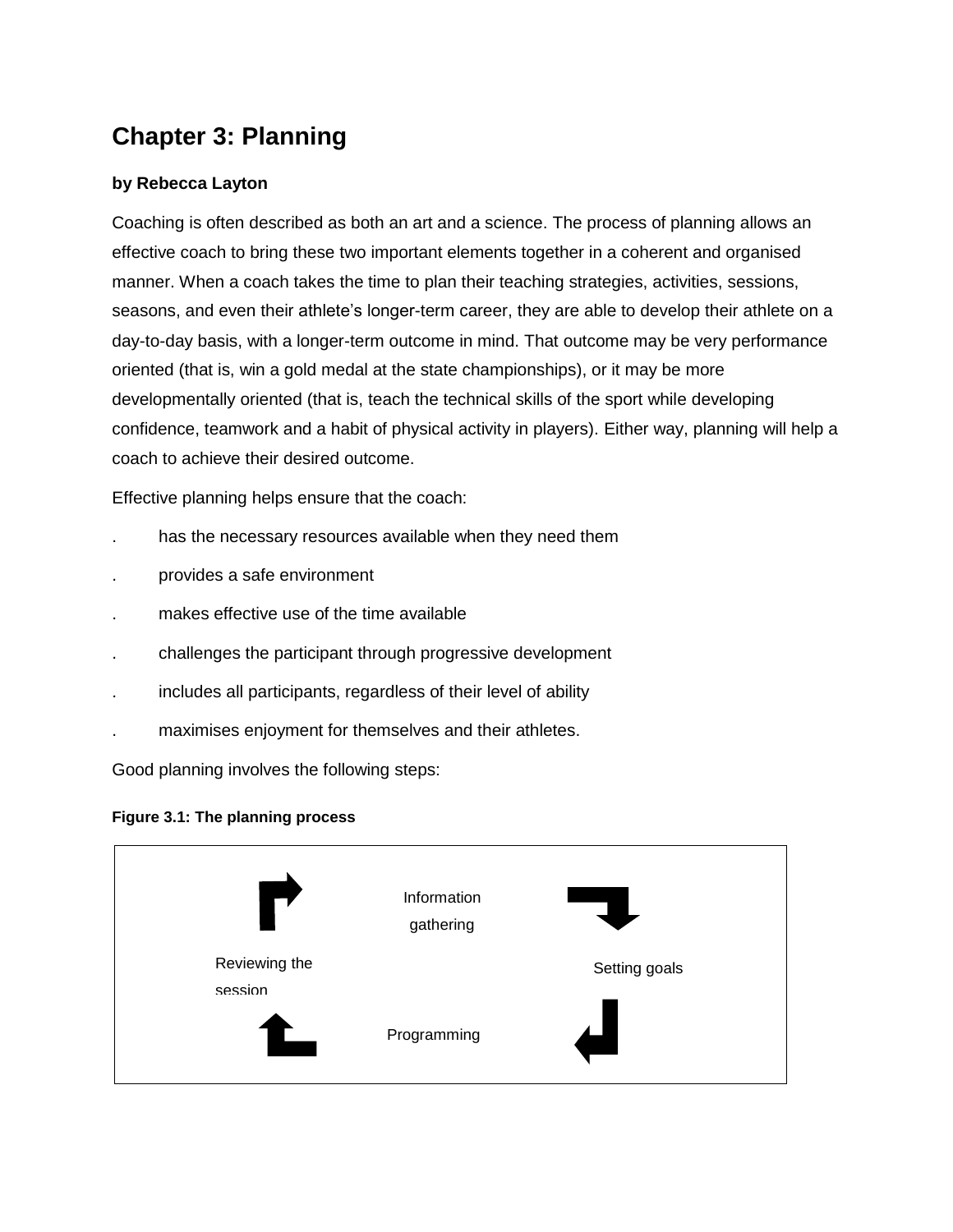# Chapter 3: Planning

**by Rebecca Layton**

Coaching is often described as both an art and a science. The process of planning allows an effective coach to bring these two important elements together in a coherent and organised manner. When a coach takes the time to plan their teaching strategies, activities, sessions, seasons, and even their athlete's longer-term career, they are able to develop their athlete on a day-to-day basis, with a longer-term outcome in mind. That outcome may be very performance oriented (that is, win a gold medal at the state championships), or it may be more developmentally oriented (that is, teach the technical skills of the sport while developing confidence, teamwork and a habit of physical activity in players). Either way, planning will help a coach to achieve their desired outcome.

Effective planning helps ensure that the coach:

- has the necessary resources available when they need them
- provides a safe environment
- makes effective use of the time available
- challenges the participant through progressive development
- includes all participants, regardless of their level of ability
- maximises enjoyment for themselves and their athletes.

Good planning involves the following steps:

**Figure 3.1: The planning process**

Information gathering

Setting goals

Programming

Reviewing the session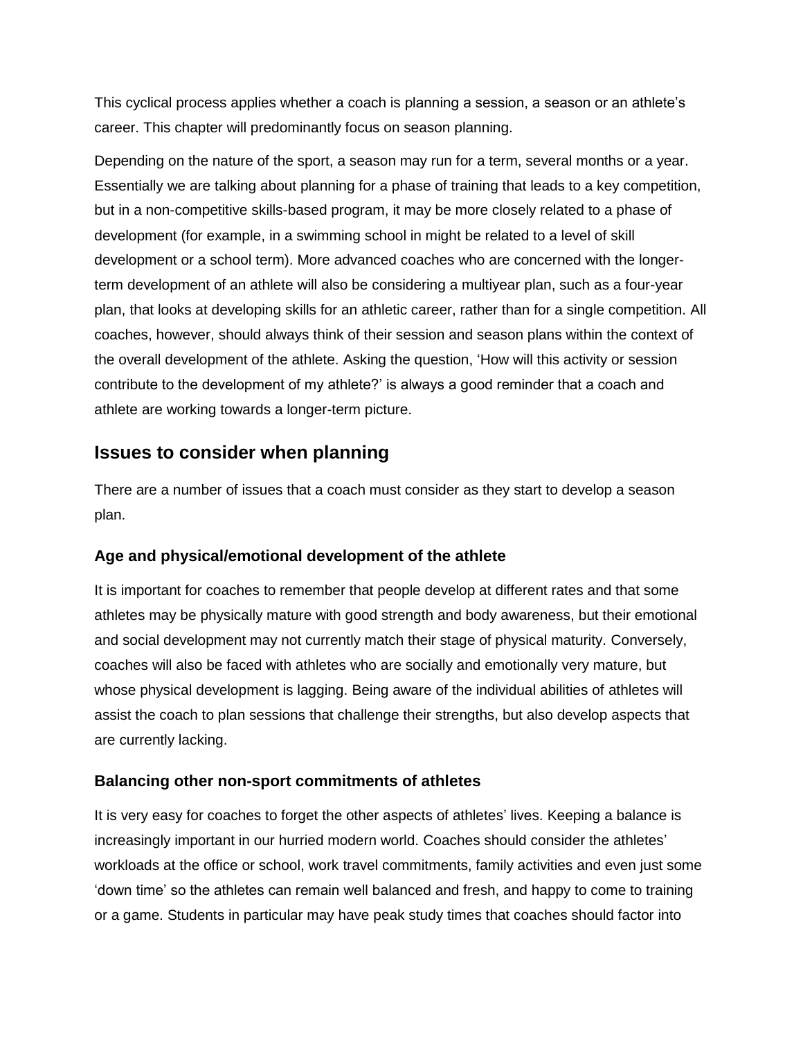This cyclical process applies whether a coach is planning a session, a season or an athlete's career. This chapter will predominantly focus on season planning.

Depending on the nature of the sport, a season may run for a term, several months or a year. Essentially we are talking about planning for a phase of training that leads to a key competition, but in a non-competitive skills-based program, it may be more closely related to a phase of development (for example, in a swimming school in might be related to a level of skill development or a school term). More advanced coaches who are concerned with the longer-term development of an athlete will also be considering a multiyear plan, such as a four-year plan, that looks at developing skills for an athletic career, rather than for a single competition. All coaches, however, should always think of their session and season plans within the context of the overall development of the athlete. Asking the question, 'How will this activity or session contribute to the development of my athlete?' is always a good reminder that a coach and athlete are working towards a longer-term picture.

## Issues to consider when planning

There are a number of issues that a coach must consider as they start to develop a season plan.

### Age and physical/emotional development of the athlete

It is important for coaches to remember that people develop at different rates and that some athletes may be physically mature with good strength and body awareness, but their emotional and social development may not currently match their stage of physical maturity. Conversely, coaches will also be faced with athletes who are socially and emotionally very mature, but whose physical development is lagging. Being aware of the individual abilities of athletes will assist the coach to plan sessions that challenge their strengths, but also develop aspects that are currently lacking.

### Balancing other non-sport commitments of athletes

It is very easy for coaches to forget the other aspects of athletes' lives. Keeping a balance is increasingly important in our hurried modern world. Coaches should consider the athletes' workloads at the office or school, work travel commitments, family activities and even just some 'down time' so the athletes can remain well balanced and fresh, and happy to come to training or a game. Students in particular may have peak study times that coaches should factor into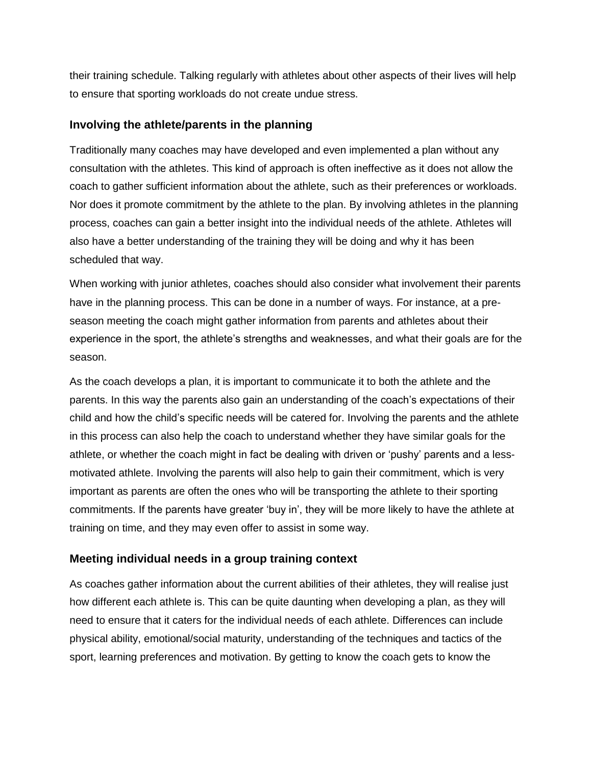their training schedule. Talking regularly with athletes about other aspects of their lives will help to ensure that sporting workloads do not create undue stress.

### Involving the athlete/parents in the planning

Traditionally many coaches may have developed and even implemented a plan without any consultation with the athletes. This kind of approach is often ineffective as it does not allow the coach to gather sufficient information about the athlete, such as their preferences or workloads. Nor does it promote commitment by the athlete to the plan. By involving athletes in the planning process, coaches can gain a better insight into the individual needs of the athlete. Athletes will also have a better understanding of the training they will be doing and why it has been scheduled that way.

When working with junior athletes, coaches should also consider what involvement their parents have in the planning process. This can be done in a number of ways. For instance, at a pre-season meeting the coach might gather information from parents and athletes about their experience in the sport, the athlete's strengths and weaknesses, and what their goals are for the season.

As the coach develops a plan, it is important to communicate it to both the athlete and the parents. In this way the parents also gain an understanding of the coach's expectations of their child and how the child's specific needs will be catered for. Involving the parents and the athlete in this process can also help the coach to understand whether they have similar goals for the athlete, or whether the coach might in fact be dealing with driven or 'pushy' parents and a less-motivated athlete. Involving the parents will also help to gain their commitment, which is very important as parents are often the ones who will be transporting the athlete to their sporting commitments. If the parents have greater 'buy in', they will be more likely to have the athlete at training on time, and they may even offer to assist in some way.

### Meeting individual needs in a group training context

As coaches gather information about the current abilities of their athletes, they will realise just how different each athlete is. This can be quite daunting when developing a plan, as they will need to ensure that it caters for the individual needs of each athlete. Differences can include physical ability, emotional/social maturity, understanding of the techniques and tactics of the sport, learning preferences and motivation. By getting to know the coach gets to know the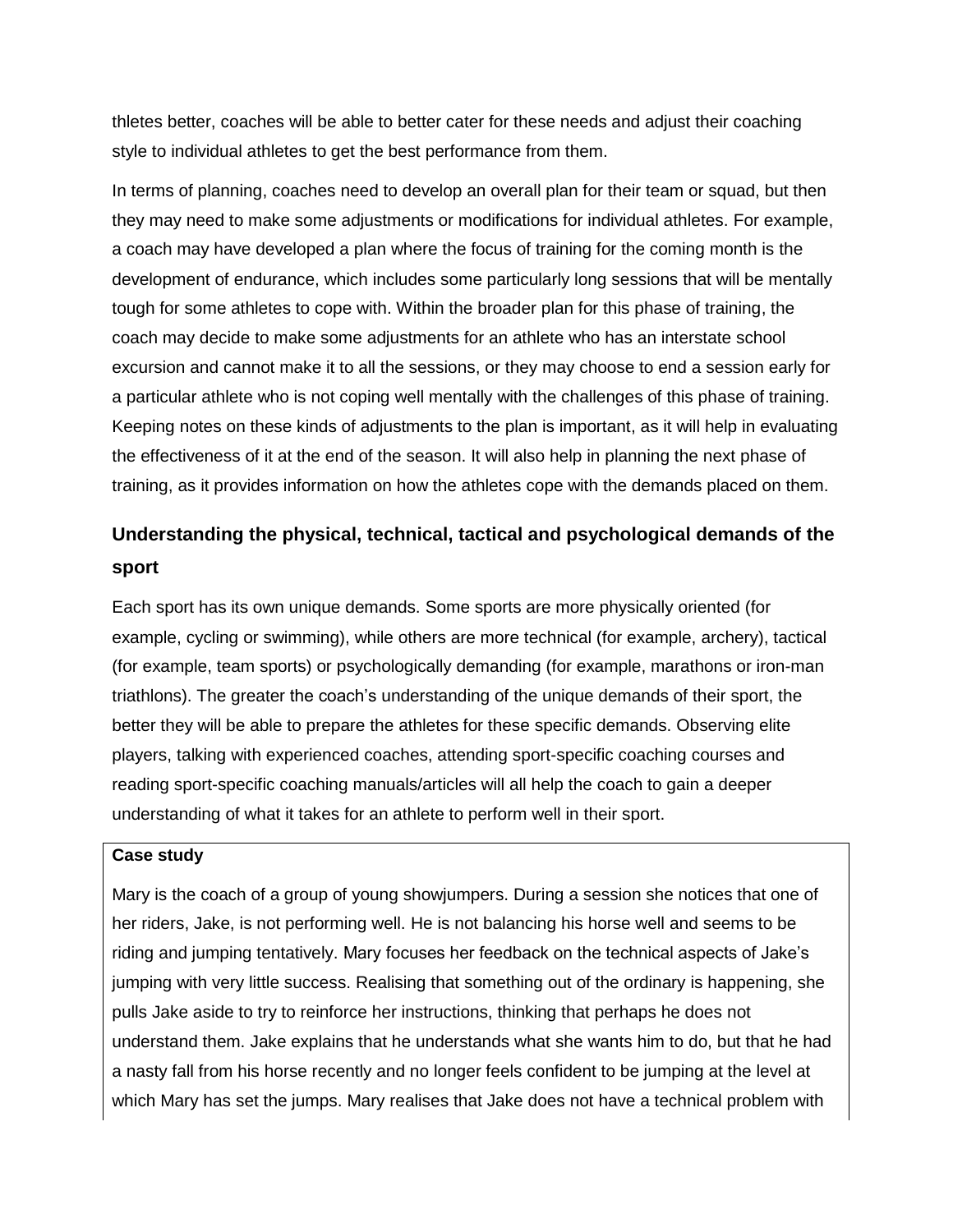thletes better, coaches will be able to better cater for these needs and adjust their coaching style to individual athletes to get the best performance from them.

In terms of planning, coaches need to develop an overall plan for their team or squad, but then they may need to make some adjustments or modifications for individual athletes. For example, a coach may have developed a plan where the focus of training for the coming month is the development of endurance, which includes some particularly long sessions that will be mentally tough for some athletes to cope with. Within the broader plan for this phase of training, the coach may decide to make some adjustments for an athlete who has an interstate school excursion and cannot make it to all the sessions, or they may choose to end a session early for a particular athlete who is not coping well mentally with the challenges of this phase of training. Keeping notes on these kinds of adjustments to the plan is important, as it will help in evaluating the effectiveness of it at the end of the season. It will also help in planning the next phase of training, as it provides information on how the athletes cope with the demands placed on them.

## Understanding the physical, technical, tactical and psychological demands of the sport

Each sport has its own unique demands. Some sports are more physically oriented (for example, cycling or swimming), while others are more technical (for example, archery), tactical (for example, team sports) or psychologically demanding (for example, marathons or iron-man triathlons). The greater the coach's understanding of the unique demands of their sport, the better they will be able to prepare the athletes for these specific demands. Observing elite players, talking with experienced coaches, attending sport-specific coaching courses and reading sport-specific coaching manuals/articles will all help the coach to gain a deeper understanding of what it takes for an athlete to perform well in their sport.

**Case study**

Mary is the coach of a group of young showjumpers. During a session she notices that one of her riders, Jake, is not performing well. He is not balancing his horse well and seems to be riding and jumping tentatively. Mary focuses her feedback on the technical aspects of Jake's jumping with very little success. Realising that something out of the ordinary is happening, she pulls Jake aside to try to reinforce her instructions, thinking that perhaps he does not understand them. Jake explains that he understands what she wants him to do, but that he had a nasty fall from his horse recently and no longer feels confident to be jumping at the level at which Mary has set the jumps. Mary realises that Jake does not have a technical problem with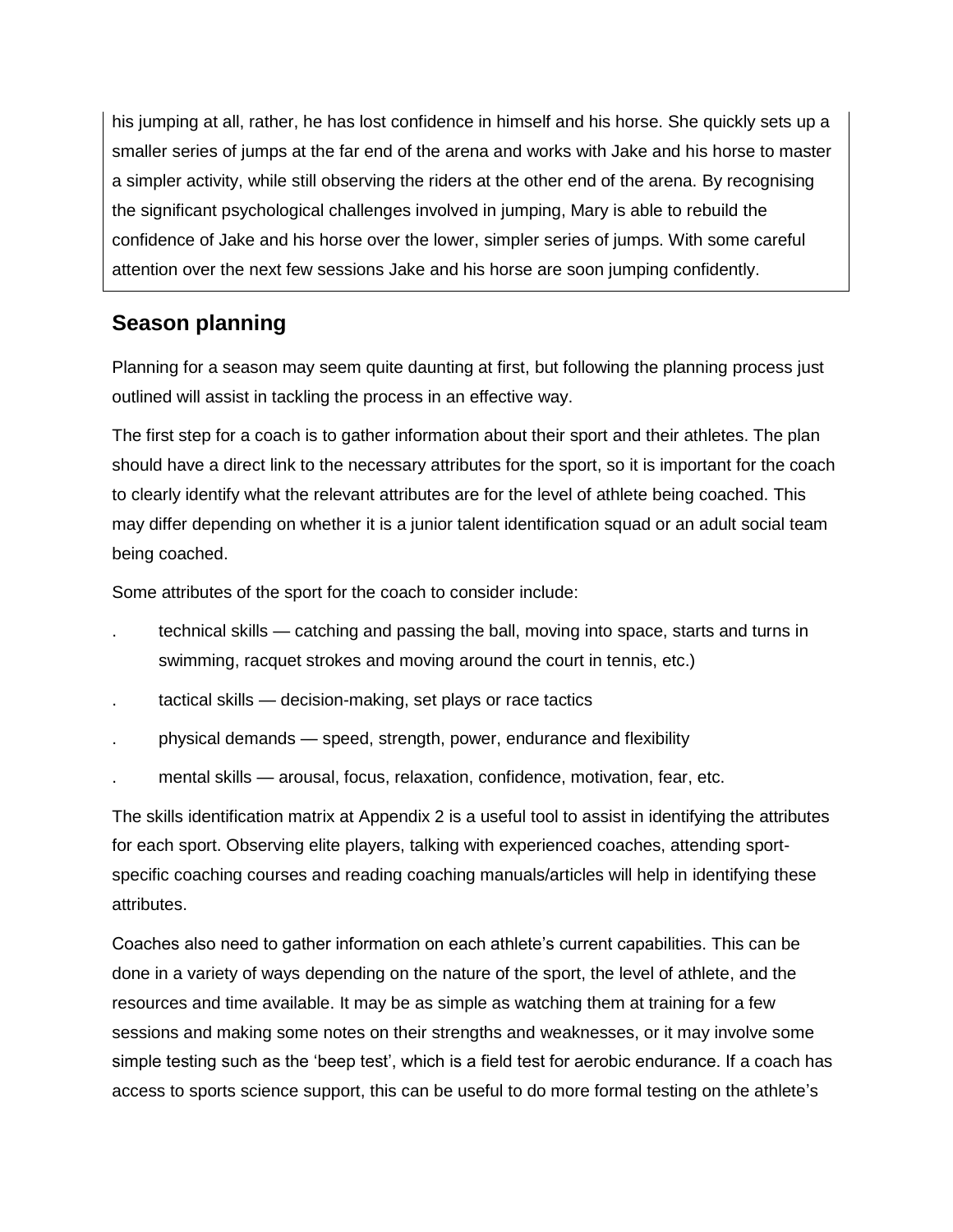his jumping at all, rather, he has lost confidence in himself and his horse. She quickly sets up a smaller series of jumps at the far end of the arena and works with Jake and his horse to master a simpler activity, while still observing the riders at the other end of the arena. By recognising the significant psychological challenges involved in jumping, Mary is able to rebuild the confidence of Jake and his horse over the lower, simpler series of jumps. With some careful attention over the next few sessions Jake and his horse are soon jumping confidently.

## Season planning

Planning for a season may seem quite daunting at first, but following the planning process just outlined will assist in tackling the process in an effective way.

The first step for a coach is to gather information about their sport and their athletes. The plan should have a direct link to the necessary attributes for the sport, so it is important for the coach to clearly identify what the relevant attributes are for the level of athlete being coached. This may differ depending on whether it is a junior talent identification squad or an adult social team being coached.

Some attributes of the sport for the coach to consider include:

- technical skills — catching and passing the ball, moving into space, starts and turns in swimming, racquet strokes and moving around the court in tennis, etc.)
- tactical skills — decision-making, set plays or race tactics
- physical demands — speed, strength, power, endurance and flexibility
- mental skills — arousal, focus, relaxation, confidence, motivation, fear, etc.

The skills identification matrix at Appendix 2 is a useful tool to assist in identifying the attributes for each sport. Observing elite players, talking with experienced coaches, attending sport-specific coaching courses and reading coaching manuals/articles will help in identifying these attributes.

Coaches also need to gather information on each athlete's current capabilities. This can be done in a variety of ways depending on the nature of the sport, the level of athlete, and the resources and time available. It may be as simple as watching them at training for a few sessions and making some notes on their strengths and weaknesses, or it may involve some simple testing such as the 'beep test', which is a field test for aerobic endurance. If a coach has access to sports science support, this can be useful to do more formal testing on the athlete's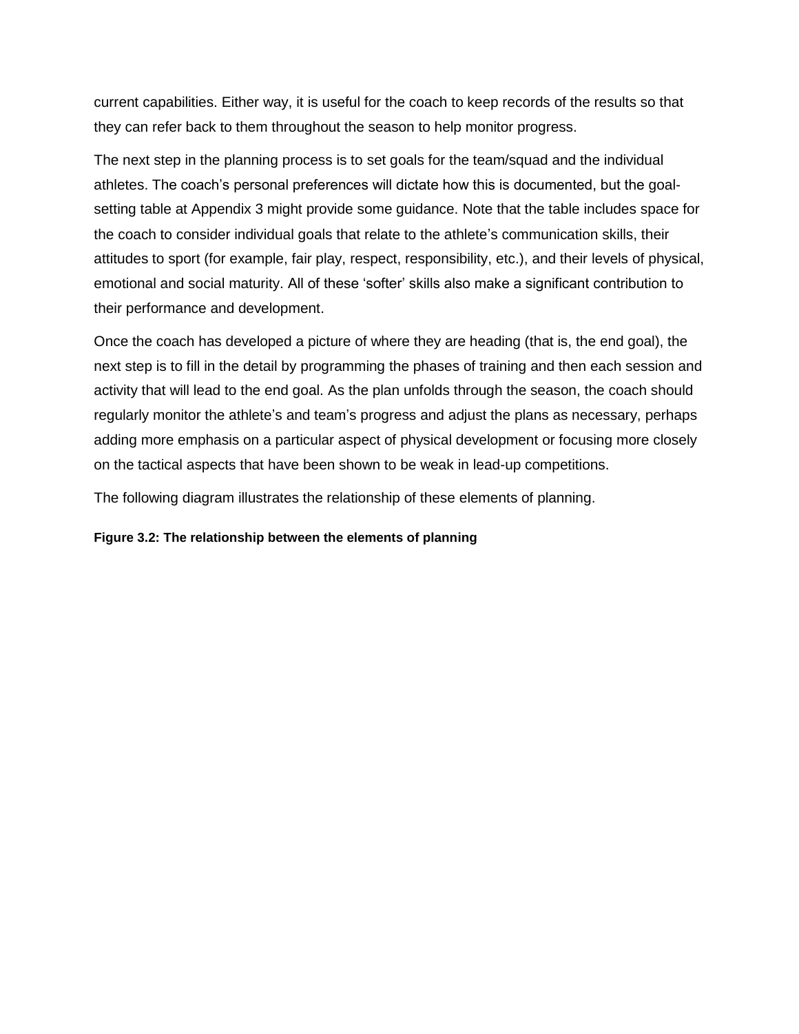current capabilities. Either way, it is useful for the coach to keep records of the results so that they can refer back to them throughout the season to help monitor progress.

The next step in the planning process is to set goals for the team/squad and the individual athletes. The coach's personal preferences will dictate how this is documented, but the goal-setting table at Appendix 3 might provide some guidance. Note that the table includes space for the coach to consider individual goals that relate to the athlete's communication skills, their attitudes to sport (for example, fair play, respect, responsibility, etc.), and their levels of physical, emotional and social maturity. All of these 'softer' skills also make a significant contribution to their performance and development.

Once the coach has developed a picture of where they are heading (that is, the end goal), the next step is to fill in the detail by programming the phases of training and then each session and activity that will lead to the end goal. As the plan unfolds through the season, the coach should regularly monitor the athlete's and team's progress and adjust the plans as necessary, perhaps adding more emphasis on a particular aspect of physical development or focusing more closely on the tactical aspects that have been shown to be weak in lead-up competitions.

The following diagram illustrates the relationship of these elements of planning.

**Figure 3.2: The relationship between the elements of planning**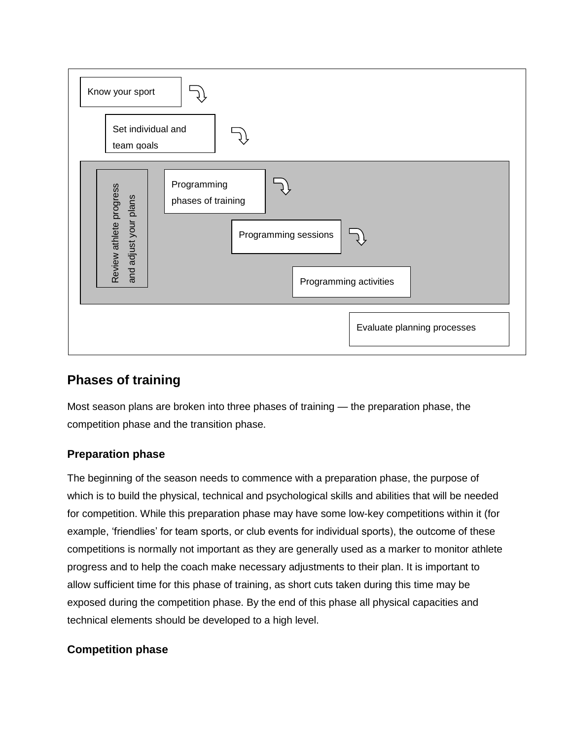Know your sport

Set individual and team goals

Review athlete progress and adjust your plans

Programming phases of training

Programming sessions

Programming activities

Evaluate planning processes

## Phases of training

Most season plans are broken into three phases of training — the preparation phase, the competition phase and the transition phase.

### Preparation phase

The beginning of the season needs to commence with a preparation phase, the purpose of which is to build the physical, technical and psychological skills and abilities that will be needed for competition. While this preparation phase may have some low-key competitions within it (for example, ‘friendlies’ for team sports, or club events for individual sports), the outcome of these competitions is normally not important as they are generally used as a marker to monitor athlete progress and to help the coach make necessary adjustments to their plan. It is important to allow sufficient time for this phase of training, as short cuts taken during this time may be exposed during the competition phase. By the end of this phase all physical capacities and technical elements should be developed to a high level.

### Competition phase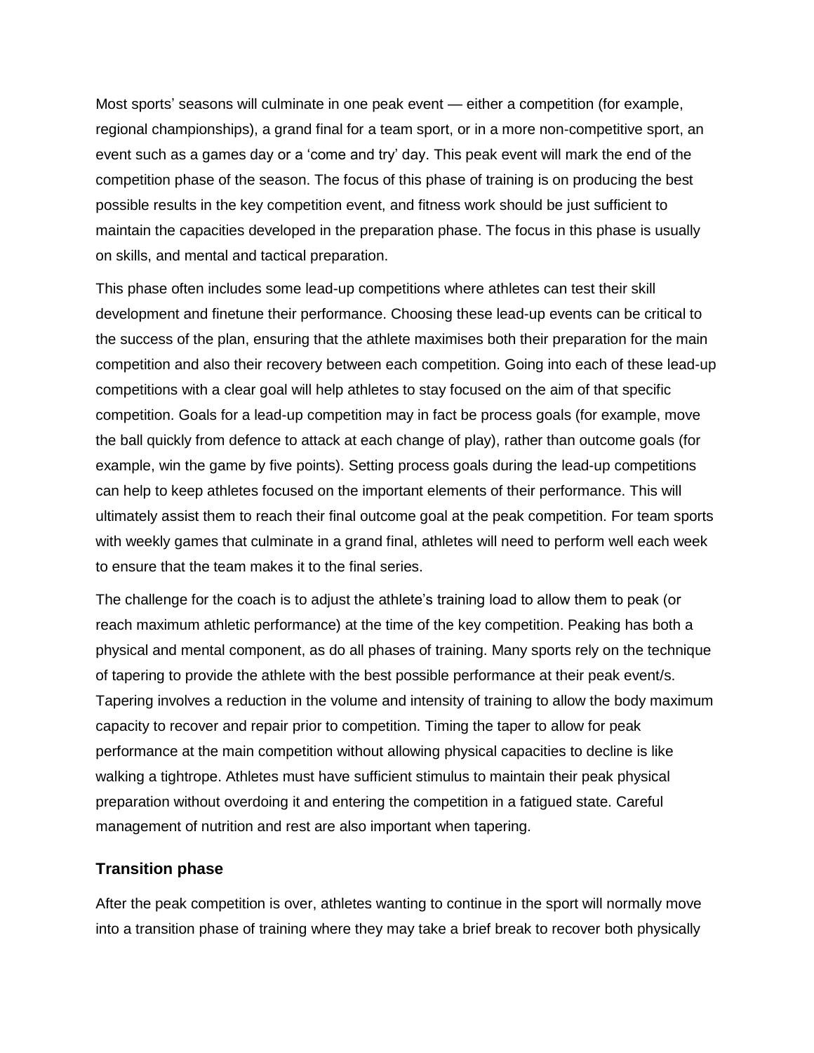Most sports' seasons will culminate in one peak event — either a competition (for example, regional championships), a grand final for a team sport, or in a more non-competitive sport, an event such as a games day or a 'come and try' day. This peak event will mark the end of the competition phase of the season. The focus of this phase of training is on producing the best possible results in the key competition event, and fitness work should be just sufficient to maintain the capacities developed in the preparation phase. The focus in this phase is usually on skills, and mental and tactical preparation.

This phase often includes some lead-up competitions where athletes can test their skill development and finetune their performance. Choosing these lead-up events can be critical to the success of the plan, ensuring that the athlete maximises both their preparation for the main competition and also their recovery between each competition. Going into each of these lead-up competitions with a clear goal will help athletes to stay focused on the aim of that specific competition. Goals for a lead-up competition may in fact be process goals (for example, move the ball quickly from defence to attack at each change of play), rather than outcome goals (for example, win the game by five points). Setting process goals during the lead-up competitions can help to keep athletes focused on the important elements of their performance. This will ultimately assist them to reach their final outcome goal at the peak competition. For team sports with weekly games that culminate in a grand final, athletes will need to perform well each week to ensure that the team makes it to the final series.

The challenge for the coach is to adjust the athlete's training load to allow them to peak (or reach maximum athletic performance) at the time of the key competition. Peaking has both a physical and mental component, as do all phases of training. Many sports rely on the technique of tapering to provide the athlete with the best possible performance at their peak event/s. Tapering involves a reduction in the volume and intensity of training to allow the body maximum capacity to recover and repair prior to competition. Timing the taper to allow for peak performance at the main competition without allowing physical capacities to decline is like walking a tightrope. Athletes must have sufficient stimulus to maintain their peak physical preparation without overdoing it and entering the competition in a fatigued state. Careful management of nutrition and rest are also important when tapering.

### Transition phase

After the peak competition is over, athletes wanting to continue in the sport will normally move into a transition phase of training where they may take a brief break to recover both physically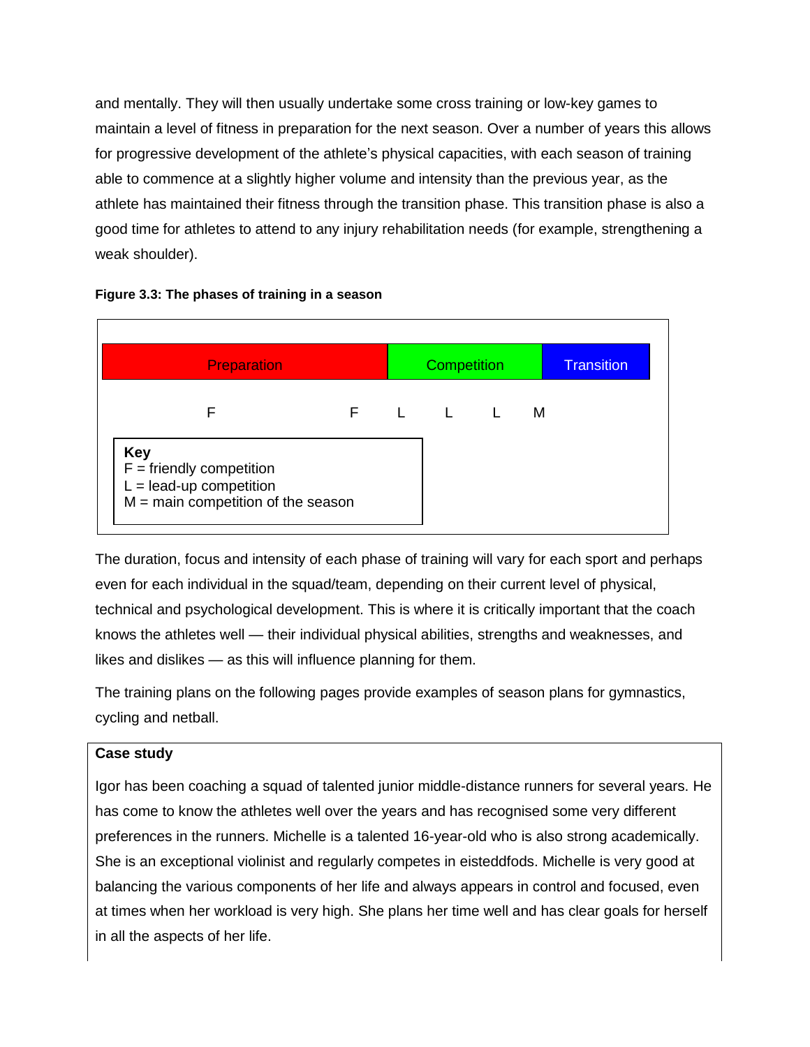and mentally. They will then usually undertake some cross training or low-key games to maintain a level of fitness in preparation for the next season. Over a number of years this allows for progressive development of the athlete's physical capacities, with each season of training able to commence at a slightly higher volume and intensity than the previous year, as the athlete has maintained their fitness through the transition phase. This transition phase is also a good time for athletes to attend to any injury rehabilitation needs (for example, strengthening a weak shoulder).

**Figure 3.3: The phases of training in a season**

| Preparation | | Competition | | | | Transition |
|---|---|---|---|---|---|---|
| F | F | L | L | L | M | |

**Key**
F = friendly competition
L = lead-up competition
M = main competition of the season

The duration, focus and intensity of each phase of training will vary for each sport and perhaps even for each individual in the squad/team, depending on their current level of physical, technical and psychological development. This is where it is critically important that the coach knows the athletes well — their individual physical abilities, strengths and weaknesses, and likes and dislikes — as this will influence planning for them.

The training plans on the following pages provide examples of season plans for gymnastics, cycling and netball.

**Case study**

Igor has been coaching a squad of talented junior middle-distance runners for several years. He has come to know the athletes well over the years and has recognised some very different preferences in the runners. Michelle is a talented 16-year-old who is also strong academically. She is an exceptional violinist and regularly competes in eisteddfods. Michelle is very good at balancing the various components of her life and always appears in control and focused, even at times when her workload is very high. She plans her time well and has clear goals for herself in all the aspects of her life.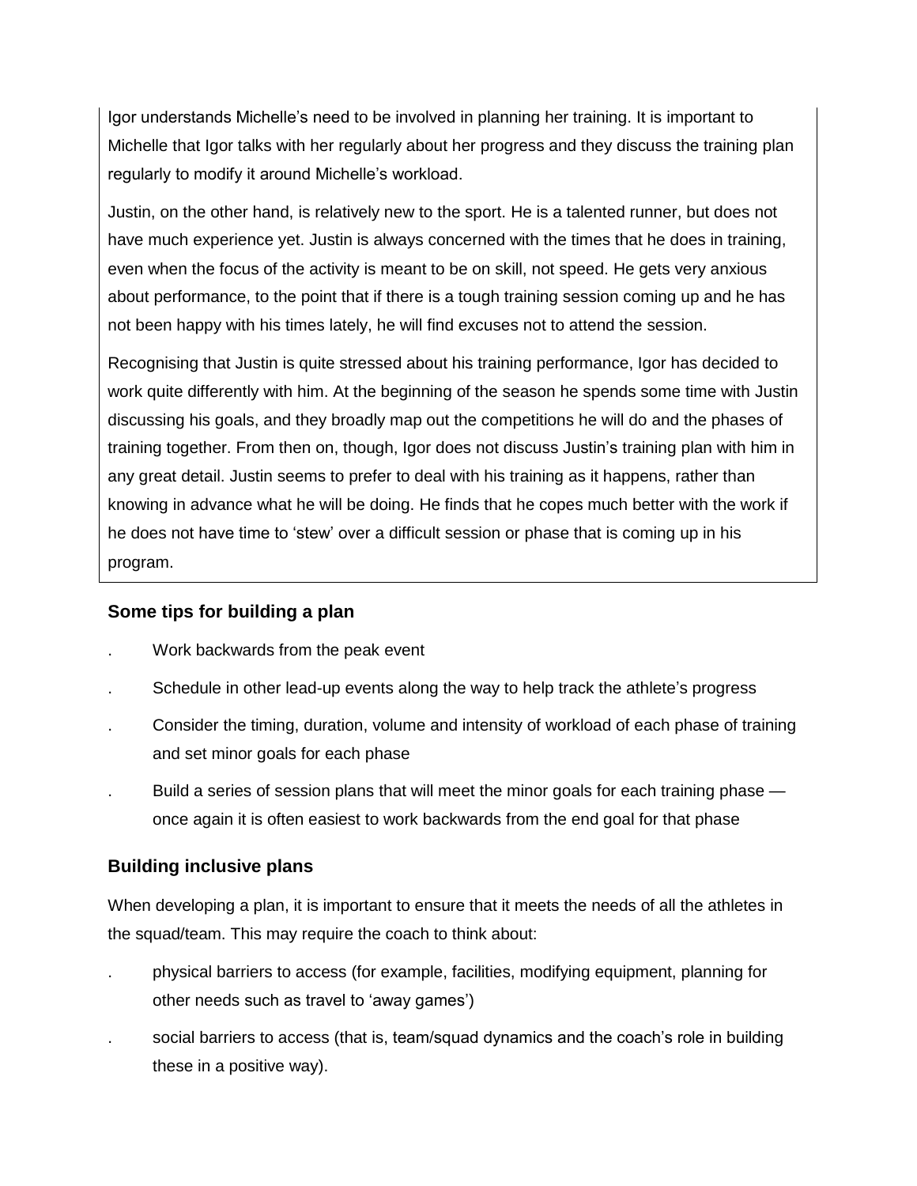Igor understands Michelle's need to be involved in planning her training. It is important to Michelle that Igor talks with her regularly about her progress and they discuss the training plan regularly to modify it around Michelle's workload.

Justin, on the other hand, is relatively new to the sport. He is a talented runner, but does not have much experience yet. Justin is always concerned with the times that he does in training, even when the focus of the activity is meant to be on skill, not speed. He gets very anxious about performance, to the point that if there is a tough training session coming up and he has not been happy with his times lately, he will find excuses not to attend the session.

Recognising that Justin is quite stressed about his training performance, Igor has decided to work quite differently with him. At the beginning of the season he spends some time with Justin discussing his goals, and they broadly map out the competitions he will do and the phases of training together. From then on, though, Igor does not discuss Justin's training plan with him in any great detail. Justin seems to prefer to deal with his training as it happens, rather than knowing in advance what he will be doing. He finds that he copes much better with the work if he does not have time to 'stew' over a difficult session or phase that is coming up in his program.

### Some tips for building a plan

- Work backwards from the peak event
- Schedule in other lead-up events along the way to help track the athlete's progress
- Consider the timing, duration, volume and intensity of workload of each phase of training and set minor goals for each phase
- Build a series of session plans that will meet the minor goals for each training phase — once again it is often easiest to work backwards from the end goal for that phase

### Building inclusive plans

When developing a plan, it is important to ensure that it meets the needs of all the athletes in the squad/team. This may require the coach to think about:

- physical barriers to access (for example, facilities, modifying equipment, planning for other needs such as travel to 'away games')
- social barriers to access (that is, team/squad dynamics and the coach's role in building these in a positive way).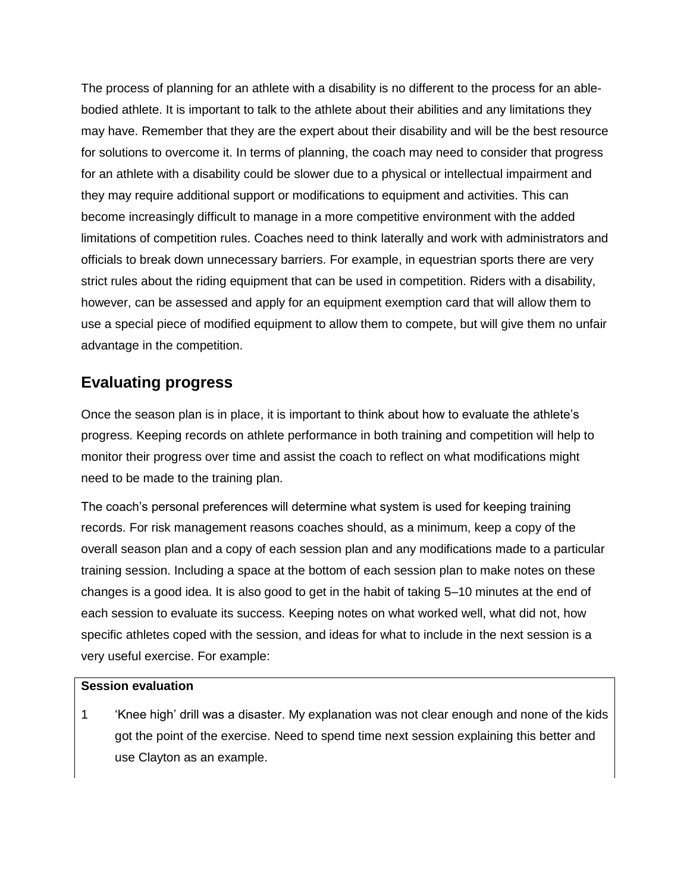The process of planning for an athlete with a disability is no different to the process for an able-bodied athlete. It is important to talk to the athlete about their abilities and any limitations they may have. Remember that they are the expert about their disability and will be the best resource for solutions to overcome it. In terms of planning, the coach may need to consider that progress for an athlete with a disability could be slower due to a physical or intellectual impairment and they may require additional support or modifications to equipment and activities. This can become increasingly difficult to manage in a more competitive environment with the added limitations of competition rules. Coaches need to think laterally and work with administrators and officials to break down unnecessary barriers. For example, in equestrian sports there are very strict rules about the riding equipment that can be used in competition. Riders with a disability, however, can be assessed and apply for an equipment exemption card that will allow them to use a special piece of modified equipment to allow them to compete, but will give them no unfair advantage in the competition.

## Evaluating progress

Once the season plan is in place, it is important to think about how to evaluate the athlete's progress. Keeping records on athlete performance in both training and competition will help to monitor their progress over time and assist the coach to reflect on what modifications might need to be made to the training plan.

The coach's personal preferences will determine what system is used for keeping training records. For risk management reasons coaches should, as a minimum, keep a copy of the overall season plan and a copy of each session plan and any modifications made to a particular training session. Including a space at the bottom of each session plan to make notes on these changes is a good idea. It is also good to get in the habit of taking 5–10 minutes at the end of each session to evaluate its success. Keeping notes on what worked well, what did not, how specific athletes coped with the session, and ideas for what to include in the next session is a very useful exercise. For example:

| **Session evaluation** |
|---|
| 1 'Knee high' drill was a disaster. My explanation was not clear enough and none of the kids got the point of the exercise. Need to spend time next session explaining this better and use Clayton as an example. |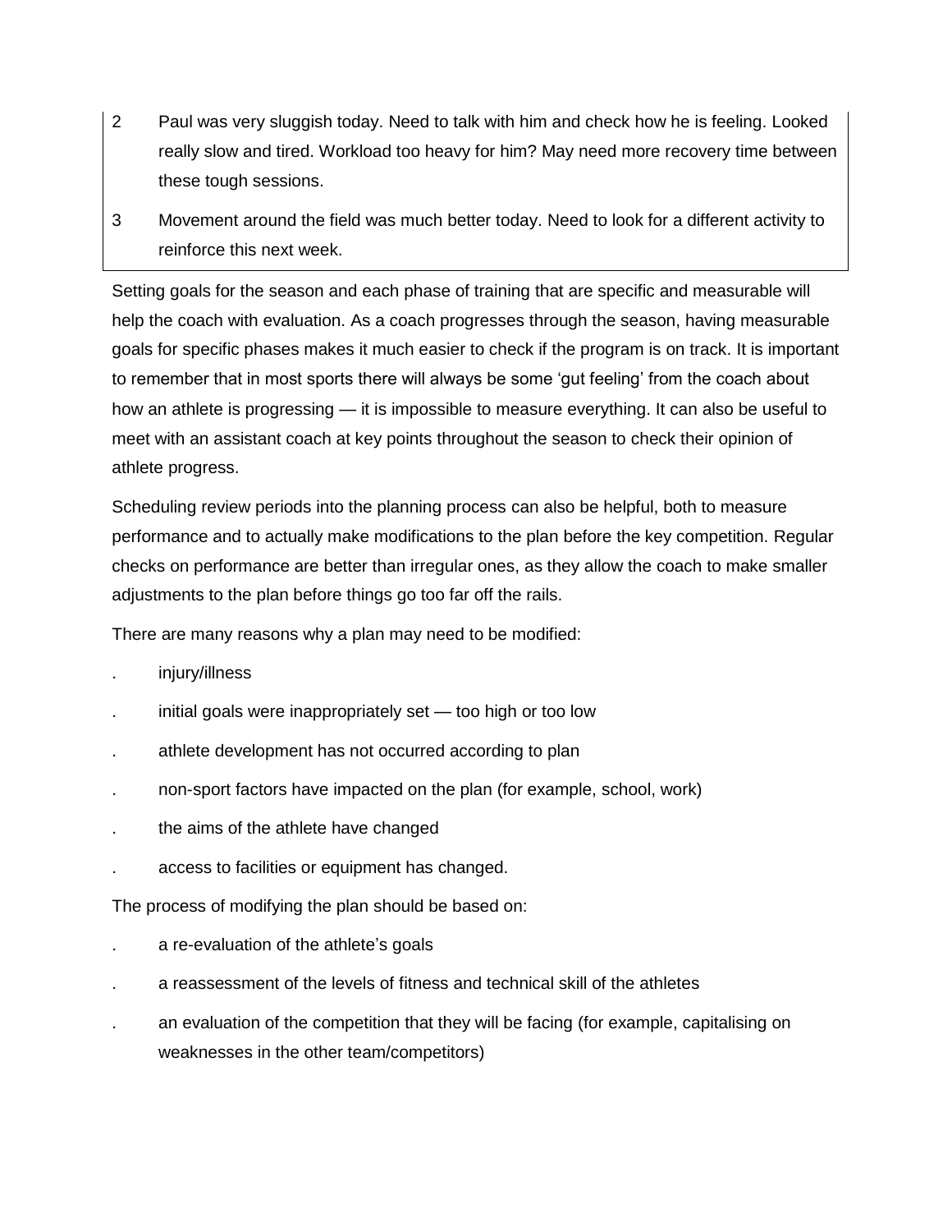| | |
|---|---|
| 2 | Paul was very sluggish today. Need to talk with him and check how he is feeling. Looked really slow and tired. Workload too heavy for him? May need more recovery time between these tough sessions. |
| 3 | Movement around the field was much better today. Need to look for a different activity to reinforce this next week. |

Setting goals for the season and each phase of training that are specific and measurable will help the coach with evaluation. As a coach progresses through the season, having measurable goals for specific phases makes it much easier to check if the program is on track. It is important to remember that in most sports there will always be some 'gut feeling' from the coach about how an athlete is progressing — it is impossible to measure everything. It can also be useful to meet with an assistant coach at key points throughout the season to check their opinion of athlete progress.

Scheduling review periods into the planning process can also be helpful, both to measure performance and to actually make modifications to the plan before the key competition. Regular checks on performance are better than irregular ones, as they allow the coach to make smaller adjustments to the plan before things go too far off the rails.

There are many reasons why a plan may need to be modified:

- injury/illness
- initial goals were inappropriately set — too high or too low
- athlete development has not occurred according to plan
- non-sport factors have impacted on the plan (for example, school, work)
- the aims of the athlete have changed
- access to facilities or equipment has changed.

The process of modifying the plan should be based on:

- a re-evaluation of the athlete's goals
- a reassessment of the levels of fitness and technical skill of the athletes
- an evaluation of the competition that they will be facing (for example, capitalising on weaknesses in the other team/competitors)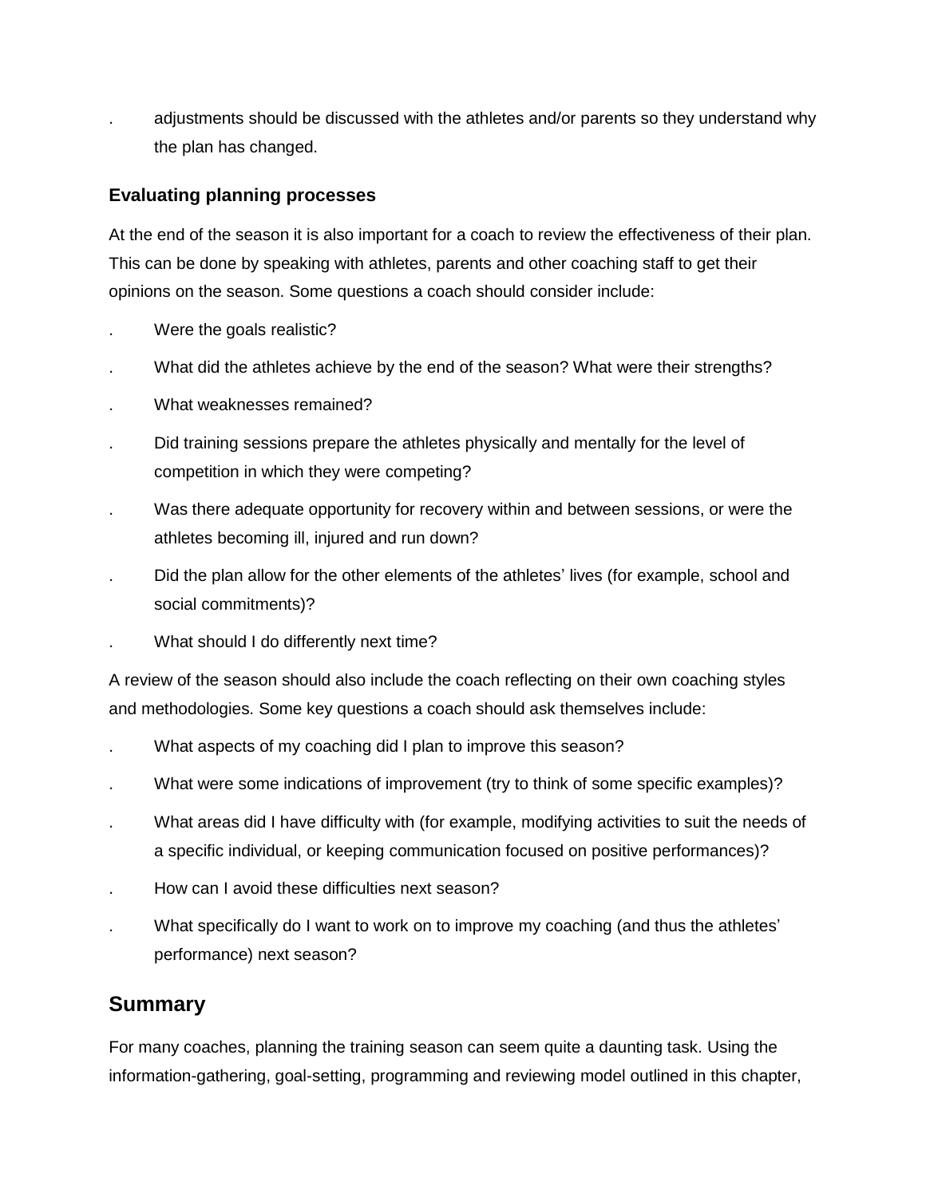- adjustments should be discussed with the athletes and/or parents so they understand why the plan has changed.

### Evaluating planning processes

At the end of the season it is also important for a coach to review the effectiveness of their plan. This can be done by speaking with athletes, parents and other coaching staff to get their opinions on the season. Some questions a coach should consider include:

- Were the goals realistic?
- What did the athletes achieve by the end of the season? What were their strengths?
- What weaknesses remained?
- Did training sessions prepare the athletes physically and mentally for the level of competition in which they were competing?
- Was there adequate opportunity for recovery within and between sessions, or were the athletes becoming ill, injured and run down?
- Did the plan allow for the other elements of the athletes' lives (for example, school and social commitments)?
- What should I do differently next time?

A review of the season should also include the coach reflecting on their own coaching styles and methodologies. Some key questions a coach should ask themselves include:

- What aspects of my coaching did I plan to improve this season?
- What were some indications of improvement (try to think of some specific examples)?
- What areas did I have difficulty with (for example, modifying activities to suit the needs of a specific individual, or keeping communication focused on positive performances)?
- How can I avoid these difficulties next season?
- What specifically do I want to work on to improve my coaching (and thus the athletes' performance) next season?

## Summary

For many coaches, planning the training season can seem quite a daunting task. Using the information-gathering, goal-setting, programming and reviewing model outlined in this chapter,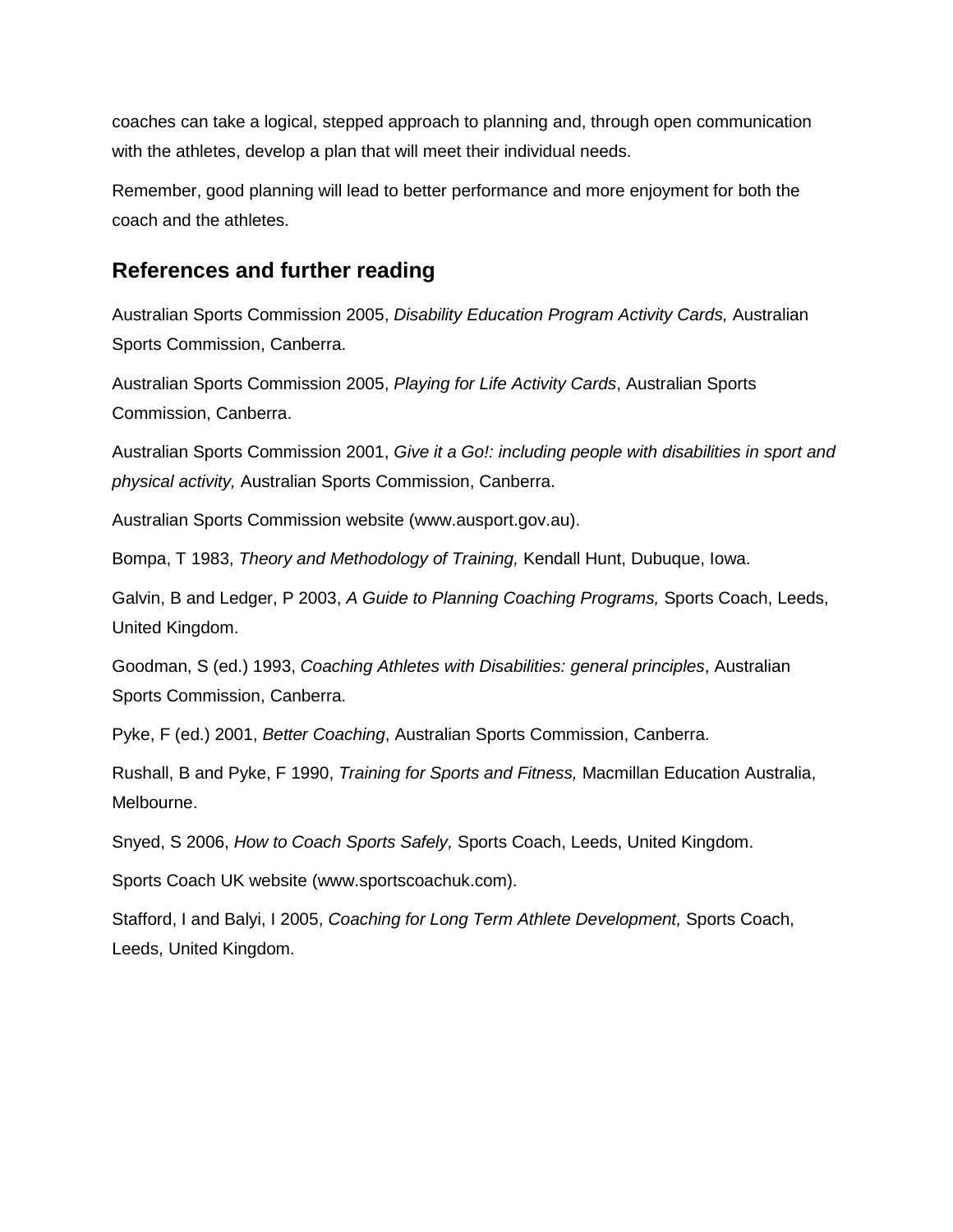coaches can take a logical, stepped approach to planning and, through open communication with the athletes, develop a plan that will meet their individual needs.

Remember, good planning will lead to better performance and more enjoyment for both the coach and the athletes.

## References and further reading

Australian Sports Commission 2005, *Disability Education Program Activity Cards,* Australian Sports Commission, Canberra.

Australian Sports Commission 2005, *Playing for Life Activity Cards*, Australian Sports Commission, Canberra.

Australian Sports Commission 2001, *Give it a Go!: including people with disabilities in sport and physical activity,* Australian Sports Commission, Canberra.

Australian Sports Commission website (www.ausport.gov.au).

Bompa, T 1983, *Theory and Methodology of Training,* Kendall Hunt, Dubuque, Iowa.

Galvin, B and Ledger, P 2003, *A Guide to Planning Coaching Programs,* Sports Coach, Leeds, United Kingdom.

Goodman, S (ed.) 1993, *Coaching Athletes with Disabilities: general principles*, Australian Sports Commission, Canberra.

Pyke, F (ed.) 2001, *Better Coaching*, Australian Sports Commission, Canberra.

Rushall, B and Pyke, F 1990, *Training for Sports and Fitness,* Macmillan Education Australia, Melbourne.

Snyed, S 2006, *How to Coach Sports Safely,* Sports Coach, Leeds, United Kingdom.

Sports Coach UK website (www.sportscoachuk.com).

Stafford, I and Balyi, I 2005, *Coaching for Long Term Athlete Development,* Sports Coach, Leeds, United Kingdom.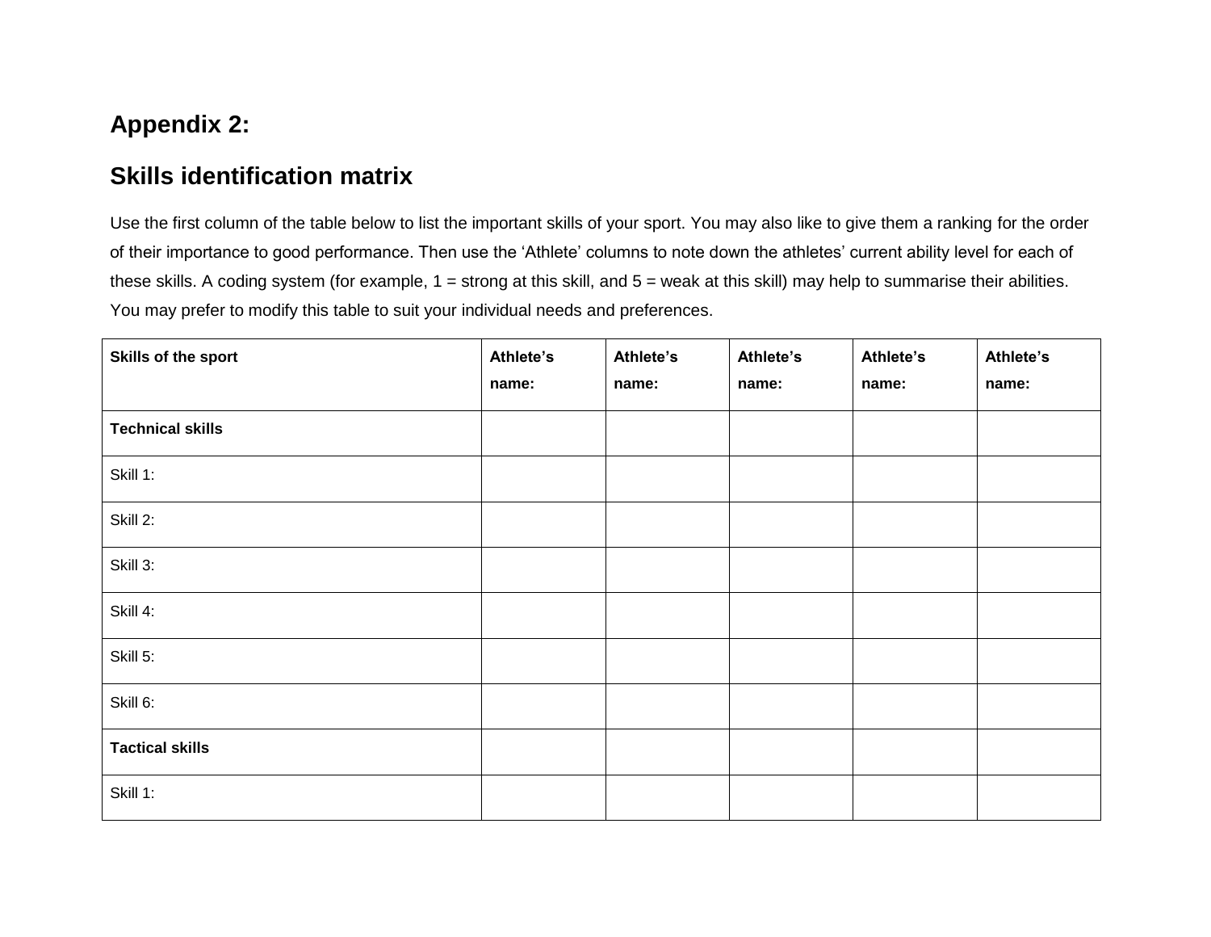## Appendix 2:

## Skills identification matrix

Use the first column of the table below to list the important skills of your sport. You may also like to give them a ranking for the order of their importance to good performance. Then use the 'Athlete' columns to note down the athletes' current ability level for each of these skills. A coding system (for example, 1 = strong at this skill, and 5 = weak at this skill) may help to summarise their abilities. You may prefer to modify this table to suit your individual needs and preferences.

| **Skills of the sport** | **Athlete's name:** | **Athlete's name:** | **Athlete's name:** | **Athlete's name:** | **Athlete's name:** |
|---|---|---|---|---|---|
| **Technical skills** | | | | | |
| Skill 1: | | | | | |
| Skill 2: | | | | | |
| Skill 3: | | | | | |
| Skill 4: | | | | | |
| Skill 5: | | | | | |
| Skill 6: | | | | | |
| **Tactical skills** | | | | | |
| Skill 1: | | | | | |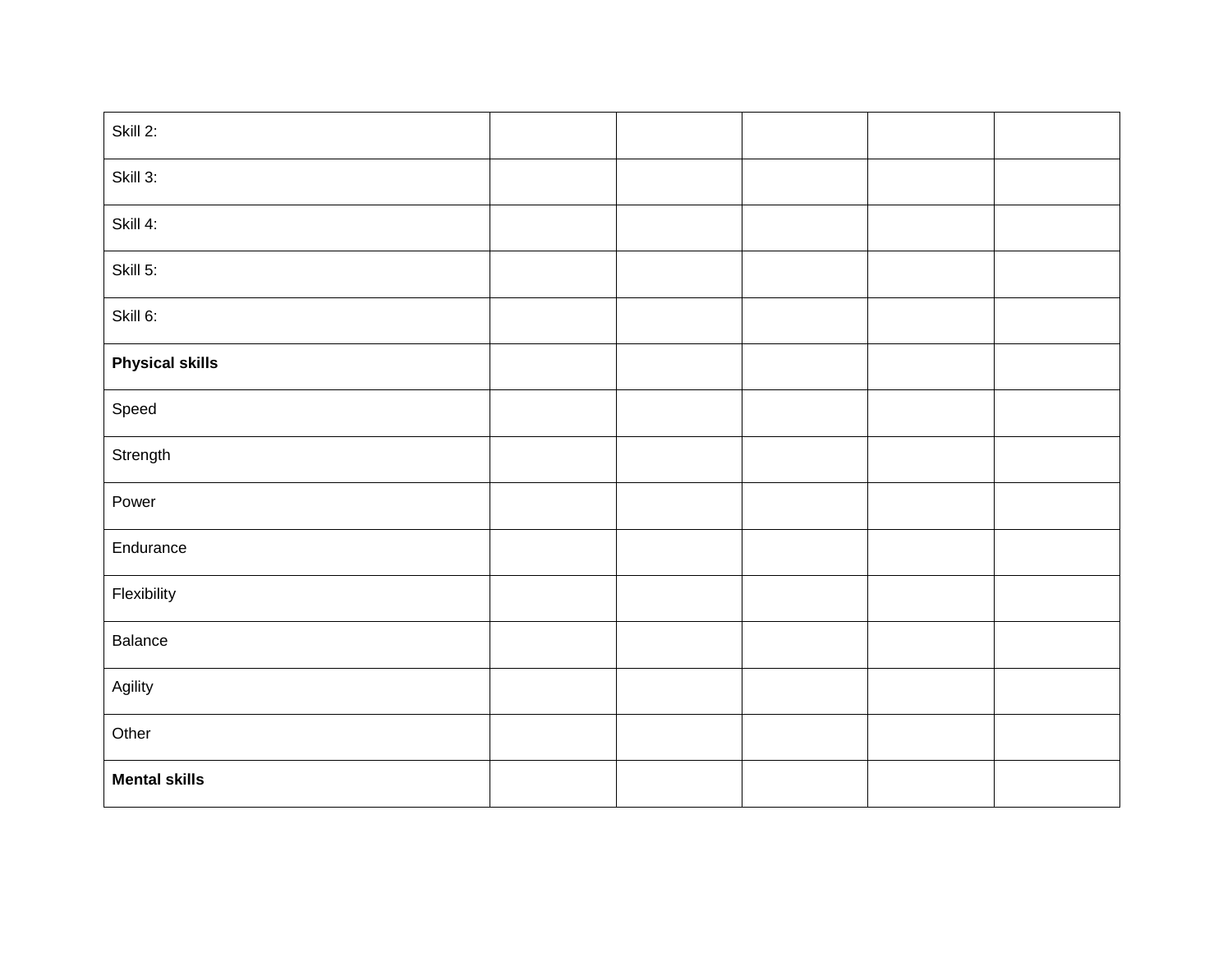| Skill 2: | | | | | |
|---|---|---|---|---|---|
| Skill 3: | | | | | |
| Skill 4: | | | | | |
| Skill 5: | | | | | |
| Skill 6: | | | | | |
| **Physical skills** | | | | | |
| Speed | | | | | |
| Strength | | | | | |
| Power | | | | | |
| Endurance | | | | | |
| Flexibility | | | | | |
| Balance | | | | | |
| Agility | | | | | |
| Other | | | | | |
| **Mental skills** | | | | | |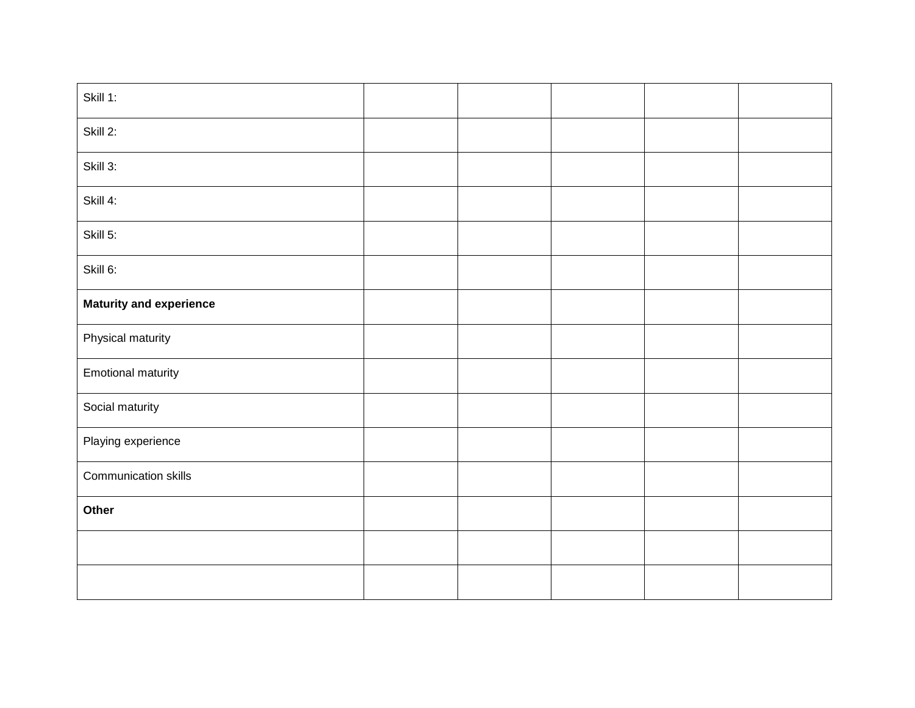| Skill 1: | | | | | |
|---|---|---|---|---|---|
| Skill 2: | | | | | |
| Skill 3: | | | | | |
| Skill 4: | | | | | |
| Skill 5: | | | | | |
| Skill 6: | | | | | |
| **Maturity and experience** | | | | | |
| Physical maturity | | | | | |
| Emotional maturity | | | | | |
| Social maturity | | | | | |
| Playing experience | | | | | |
| Communication skills | | | | | |
| **Other** | | | | | |
| | | | | | |
| | | | | | |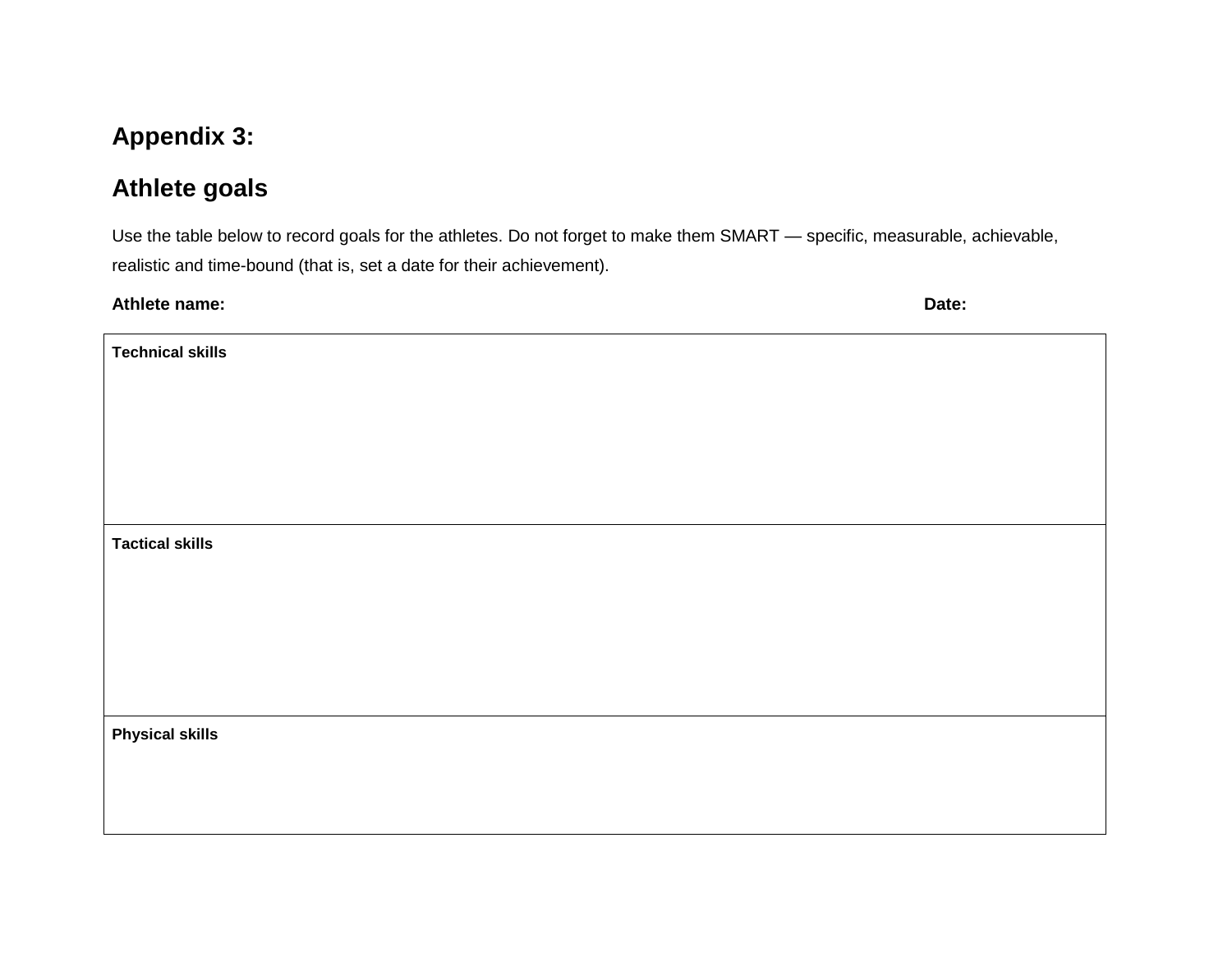## Appendix 3:

## Athlete goals

Use the table below to record goals for the athletes. Do not forget to make them SMART — specific, measurable, achievable, realistic and time-bound (that is, set a date for their achievement).

**Athlete name:** **Date:**

| **Technical skills** |
| --- |
| **Tactical skills** |
| **Physical skills** |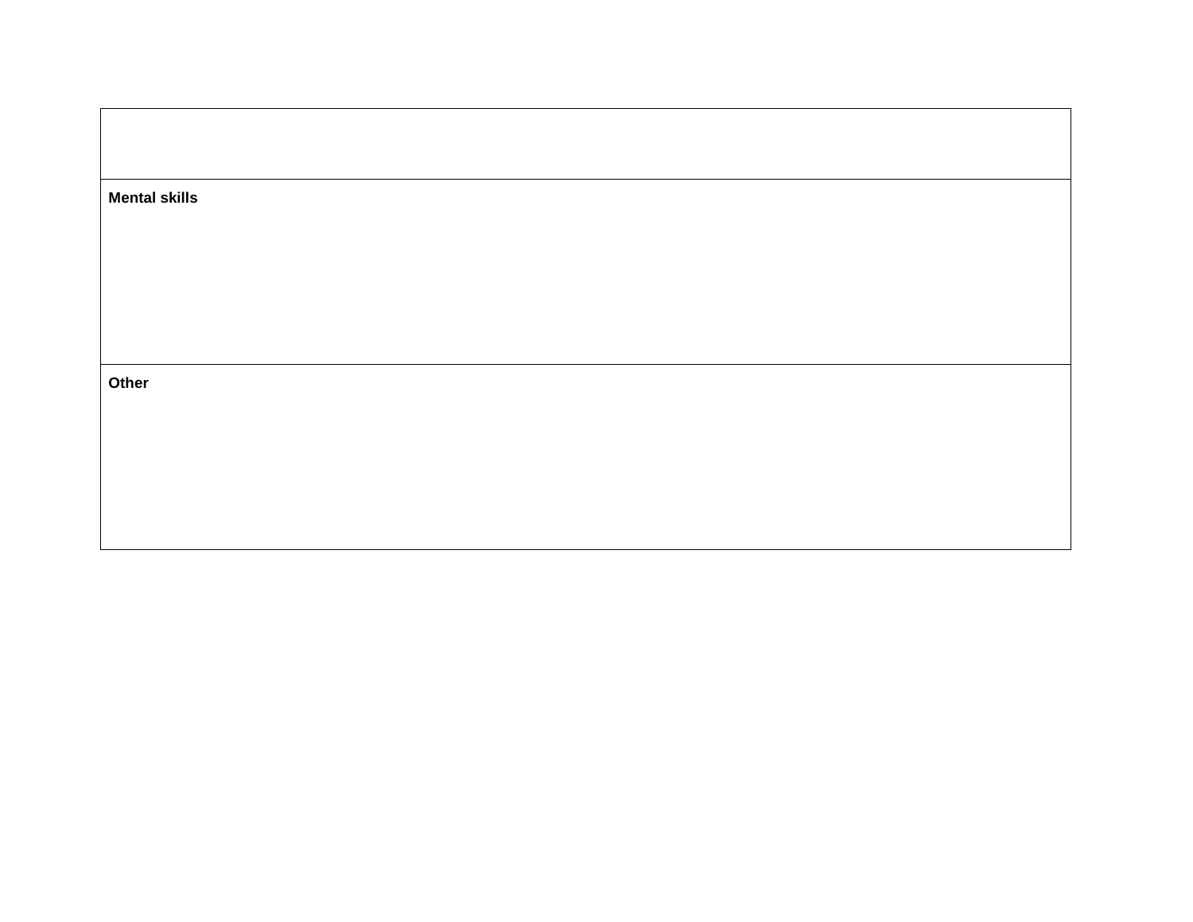| |
|---|
| |
| **Mental skills** |
| **Other** |